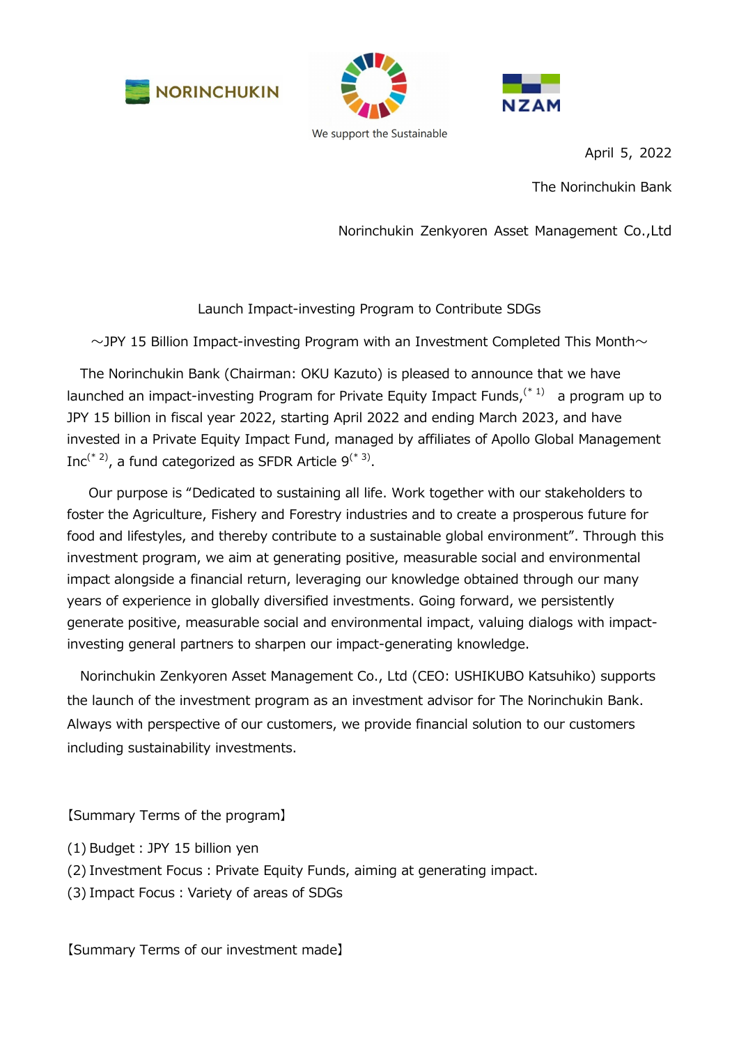NORINCHUKIN

We support the Sustainable

NZAM

April 5, 2022

The Norinchukin Bank

Norinchukin Zenkyoren Asset Management Co.,Ltd

## Launch Impact-investing Program to Contribute SDGs

～JPY 15 Billion Impact-investing Program with an Investment Completed This Month～

The Norinchukin Bank (Chairman: OKU Kazuto) is pleased to announce that we have launched an impact-investing Program for Private Equity Impact Funds,[*1] a program up to JPY 15 billion in fiscal year 2022, starting April 2022 and ending March 2023, and have invested in a Private Equity Impact Fund, managed by affiliates of Apollo Global Management Inc[*2], a fund categorized as SFDR Article 9[*3].

Our purpose is "Dedicated to sustaining all life. Work together with our stakeholders to foster the Agriculture, Fishery and Forestry industries and to create a prosperous future for food and lifestyles, and thereby contribute to a sustainable global environment". Through this investment program, we aim at generating positive, measurable social and environmental impact alongside a financial return, leveraging our knowledge obtained through our many years of experience in globally diversified investments. Going forward, we persistently generate positive, measurable social and environmental impact, valuing dialogs with impact-investing general partners to sharpen our impact-generating knowledge.

Norinchukin Zenkyoren Asset Management Co., Ltd (CEO: USHIKUBO Katsuhiko) supports the launch of the investment program as an investment advisor for The Norinchukin Bank. Always with perspective of our customers, we provide financial solution to our customers including sustainability investments.

【Summary Terms of the program】

(1) Budget : JPY 15 billion yen
(2) Investment Focus : Private Equity Funds, aiming at generating impact.
(3) Impact Focus : Variety of areas of SDGs

【Summary Terms of our investment made】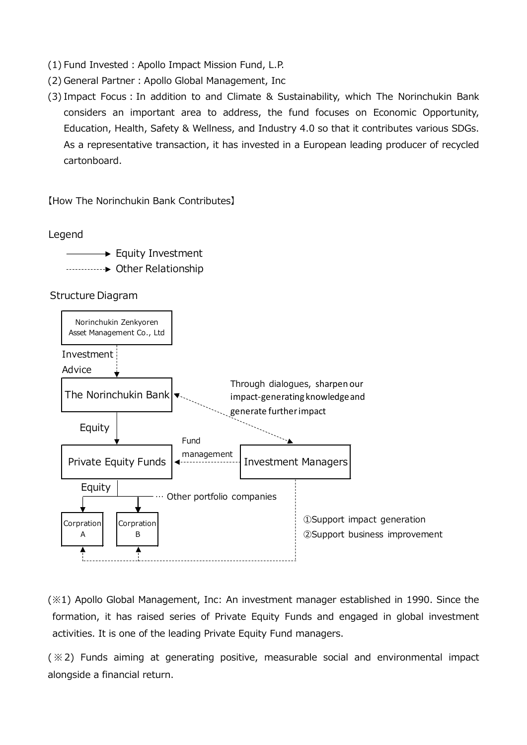(1) Fund Invested : Apollo Impact Mission Fund, L.P.
(2) General Partner : Apollo Global Management, Inc
(3) Impact Focus : In addition to and Climate & Sustainability, which The Norinchukin Bank considers an important area to address, the fund focuses on Economic Opportunity, Education, Health, Safety & Wellness, and Industry 4.0 so that it contributes various SDGs. As a representative transaction, it has invested in a European leading producer of recycled cartonboard.

【How The Norinchukin Bank Contributes】

Legend

———→ Equity Investment

- - - - → Other Relationship

Structure Diagram

Norinchukin Zenkyoren Asset Management Co., Ltd

Investment Advice

The Norinchukin Bank

Through dialogues, sharpen our impact-generating knowledge and generate further impact

Equity

Private Equity Funds

Fund management

Investment Managers

Equity

… Other portfolio companies

Corpration A

Corpration B

①Support impact generation
②Support business improvement

(※1) Apollo Global Management, Inc: An investment manager established in 1990. Since the formation, it has raised series of Private Equity Funds and engaged in global investment activities. It is one of the leading Private Equity Fund managers.

(※2) Funds aiming at generating positive, measurable social and environmental impact alongside a financial return.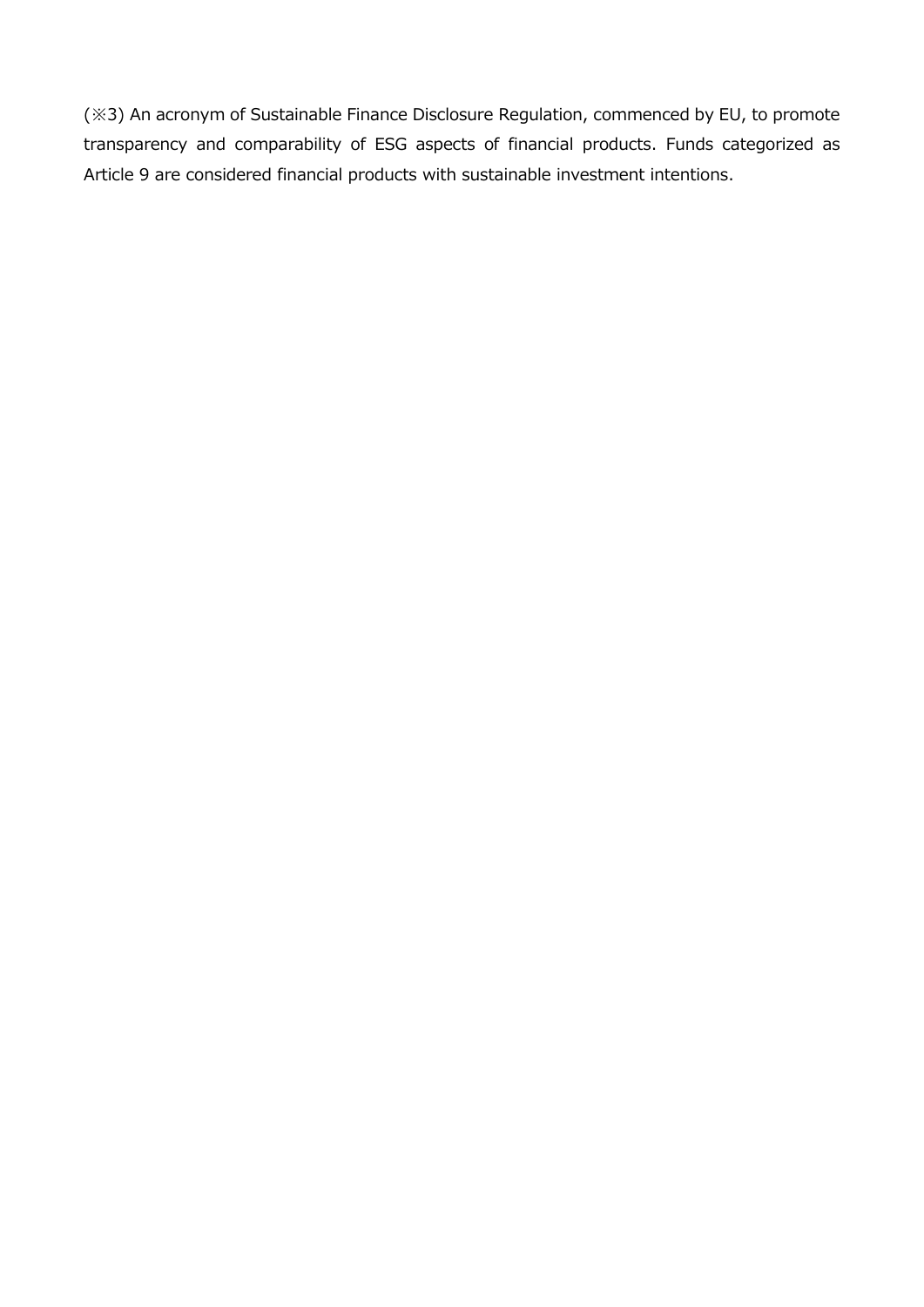(※3) An acronym of Sustainable Finance Disclosure Regulation, commenced by EU, to promote transparency and comparability of ESG aspects of financial products. Funds categorized as Article 9 are considered financial products with sustainable investment intentions.